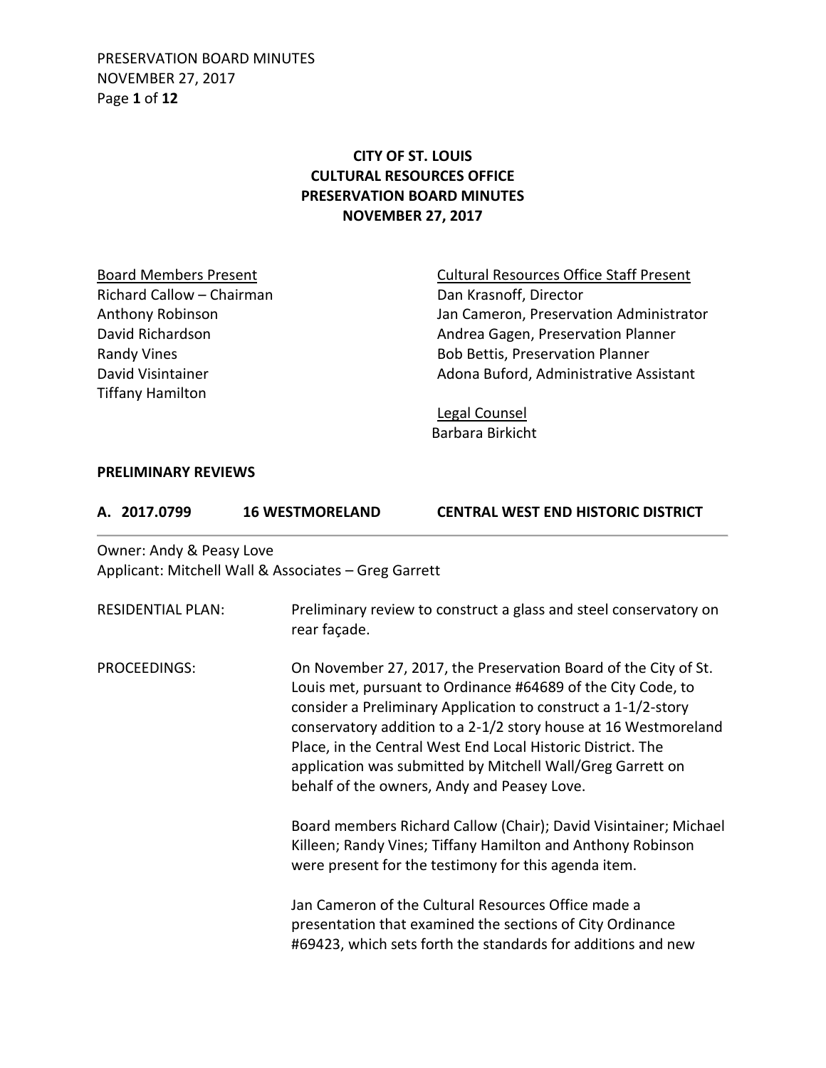# CITY OF ST. LOUIS
# CULTURAL RESOURCES OFFICE
# PRESERVATION BOARD MINUTES
# NOVEMBER 27, 2017

<u>Board Members Present</u>
Richard Callow – Chairman
Anthony Robinson
David Richardson
Randy Vines
David Visintainer
Tiffany Hamilton

<u>Cultural Resources Office Staff Present</u>
Dan Krasnoff, Director
Jan Cameron, Preservation Administrator
Andrea Gagen, Preservation Planner
Bob Bettis, Preservation Planner
Adona Buford, Administrative Assistant

<u>Legal Counsel</u>
Barbara Birkicht

## PRELIMINARY REVIEWS

### A. 2017.0799 16 WESTMORELAND CENTRAL WEST END HISTORIC DISTRICT

Owner: Andy & Peasy Love
Applicant: Mitchell Wall & Associates – Greg Garrett

RESIDENTIAL PLAN: Preliminary review to construct a glass and steel conservatory on rear façade.

PROCEEDINGS: On November 27, 2017, the Preservation Board of the City of St. Louis met, pursuant to Ordinance #64689 of the City Code, to consider a Preliminary Application to construct a 1-1/2-story conservatory addition to a 2-1/2 story house at 16 Westmoreland Place, in the Central West End Local Historic District. The application was submitted by Mitchell Wall/Greg Garrett on behalf of the owners, Andy and Peasey Love.

Board members Richard Callow (Chair); David Visintainer; Michael Killeen; Randy Vines; Tiffany Hamilton and Anthony Robinson were present for the testimony for this agenda item.

Jan Cameron of the Cultural Resources Office made a presentation that examined the sections of City Ordinance #69423, which sets forth the standards for additions and new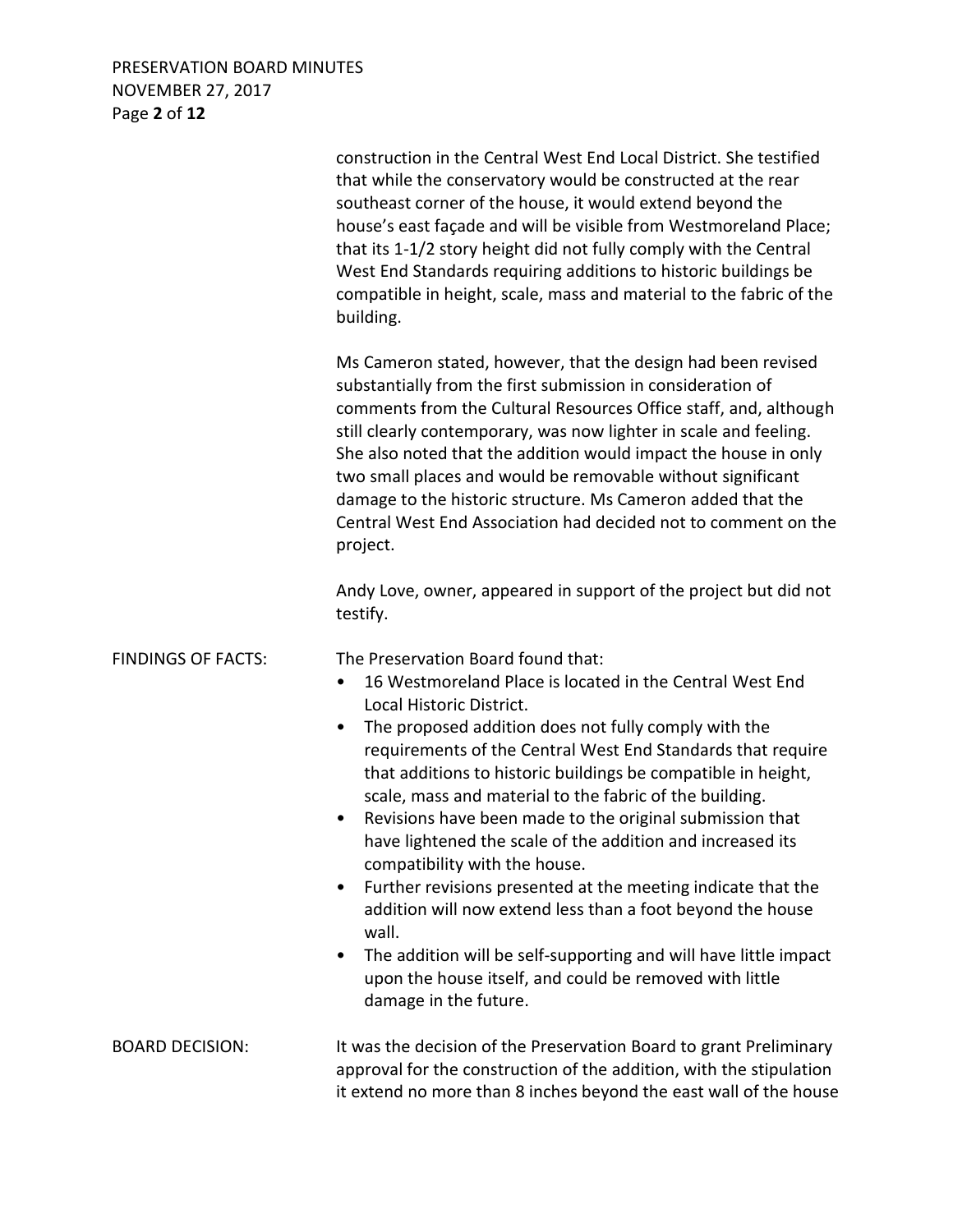construction in the Central West End Local District. She testified that while the conservatory would be constructed at the rear southeast corner of the house, it would extend beyond the house's east façade and will be visible from Westmoreland Place; that its 1-1/2 story height did not fully comply with the Central West End Standards requiring additions to historic buildings be compatible in height, scale, mass and material to the fabric of the building.

Ms Cameron stated, however, that the design had been revised substantially from the first submission in consideration of comments from the Cultural Resources Office staff, and, although still clearly contemporary, was now lighter in scale and feeling. She also noted that the addition would impact the house in only two small places and would be removable without significant damage to the historic structure. Ms Cameron added that the Central West End Association had decided not to comment on the project.

Andy Love, owner, appeared in support of the project but did not testify.

FINDINGS OF FACTS: The Preservation Board found that:

- 16 Westmoreland Place is located in the Central West End Local Historic District.
- The proposed addition does not fully comply with the requirements of the Central West End Standards that require that additions to historic buildings be compatible in height, scale, mass and material to the fabric of the building.
- Revisions have been made to the original submission that have lightened the scale of the addition and increased its compatibility with the house.
- Further revisions presented at the meeting indicate that the addition will now extend less than a foot beyond the house wall.
- The addition will be self-supporting and will have little impact upon the house itself, and could be removed with little damage in the future.

BOARD DECISION: It was the decision of the Preservation Board to grant Preliminary approval for the construction of the addition, with the stipulation it extend no more than 8 inches beyond the east wall of the house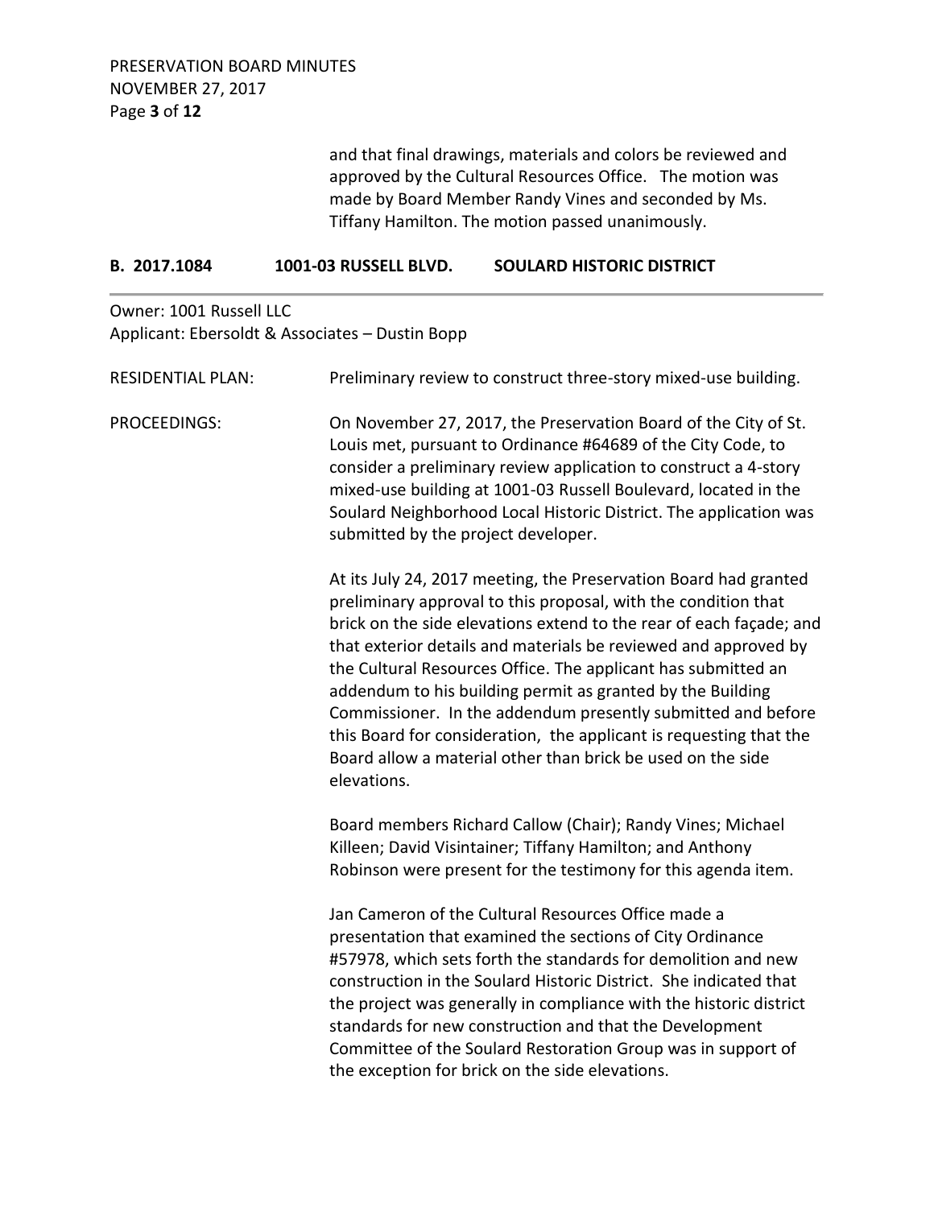and that final drawings, materials and colors be reviewed and approved by the Cultural Resources Office. The motion was made by Board Member Randy Vines and seconded by Ms. Tiffany Hamilton. The motion passed unanimously.

## B. 2017.1084 1001-03 RUSSELL BLVD. SOULARD HISTORIC DISTRICT

Owner: 1001 Russell LLC
Applicant: Ebersoldt & Associates – Dustin Bopp

RESIDENTIAL PLAN: Preliminary review to construct three-story mixed-use building.

PROCEEDINGS: On November 27, 2017, the Preservation Board of the City of St. Louis met, pursuant to Ordinance #64689 of the City Code, to consider a preliminary review application to construct a 4-story mixed-use building at 1001-03 Russell Boulevard, located in the Soulard Neighborhood Local Historic District. The application was submitted by the project developer.

At its July 24, 2017 meeting, the Preservation Board had granted preliminary approval to this proposal, with the condition that brick on the side elevations extend to the rear of each façade; and that exterior details and materials be reviewed and approved by the Cultural Resources Office. The applicant has submitted an addendum to his building permit as granted by the Building Commissioner. In the addendum presently submitted and before this Board for consideration, the applicant is requesting that the Board allow a material other than brick be used on the side elevations.

Board members Richard Callow (Chair); Randy Vines; Michael Killeen; David Visintainer; Tiffany Hamilton; and Anthony Robinson were present for the testimony for this agenda item.

Jan Cameron of the Cultural Resources Office made a presentation that examined the sections of City Ordinance #57978, which sets forth the standards for demolition and new construction in the Soulard Historic District. She indicated that the project was generally in compliance with the historic district standards for new construction and that the Development Committee of the Soulard Restoration Group was in support of the exception for brick on the side elevations.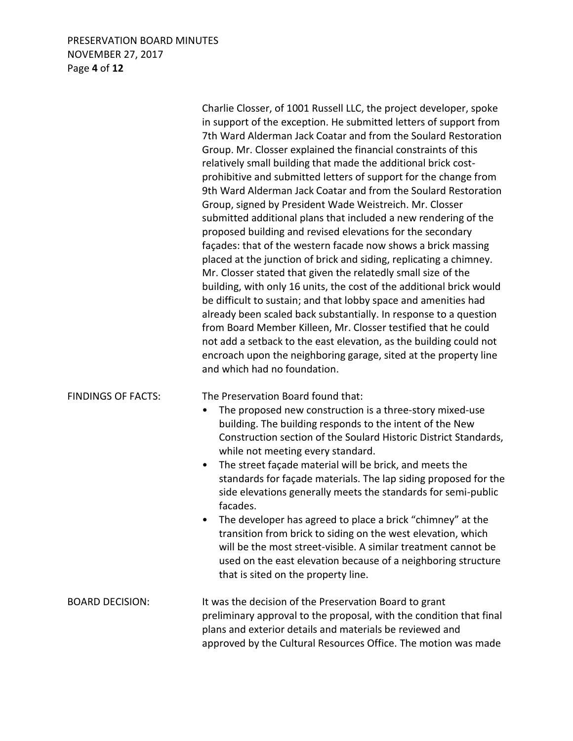Charlie Closser, of 1001 Russell LLC, the project developer, spoke in support of the exception. He submitted letters of support from 7th Ward Alderman Jack Coatar and from the Soulard Restoration Group. Mr. Closser explained the financial constraints of this relatively small building that made the additional brick cost-prohibitive and submitted letters of support for the change from 9th Ward Alderman Jack Coatar and from the Soulard Restoration Group, signed by President Wade Weistreich. Mr. Closser submitted additional plans that included a new rendering of the proposed building and revised elevations for the secondary façades: that of the western facade now shows a brick massing placed at the junction of brick and siding, replicating a chimney. Mr. Closser stated that given the relatedly small size of the building, with only 16 units, the cost of the additional brick would be difficult to sustain; and that lobby space and amenities had already been scaled back substantially. In response to a question from Board Member Killeen, Mr. Closser testified that he could not add a setback to the east elevation, as the building could not encroach upon the neighboring garage, sited at the property line and which had no foundation.

FINDINGS OF FACTS: The Preservation Board found that:

- The proposed new construction is a three-story mixed-use building. The building responds to the intent of the New Construction section of the Soulard Historic District Standards, while not meeting every standard.
- The street façade material will be brick, and meets the standards for façade materials. The lap siding proposed for the side elevations generally meets the standards for semi-public facades.
- The developer has agreed to place a brick "chimney" at the transition from brick to siding on the west elevation, which will be the most street-visible. A similar treatment cannot be used on the east elevation because of a neighboring structure that is sited on the property line.

BOARD DECISION: It was the decision of the Preservation Board to grant preliminary approval to the proposal, with the condition that final plans and exterior details and materials be reviewed and approved by the Cultural Resources Office. The motion was made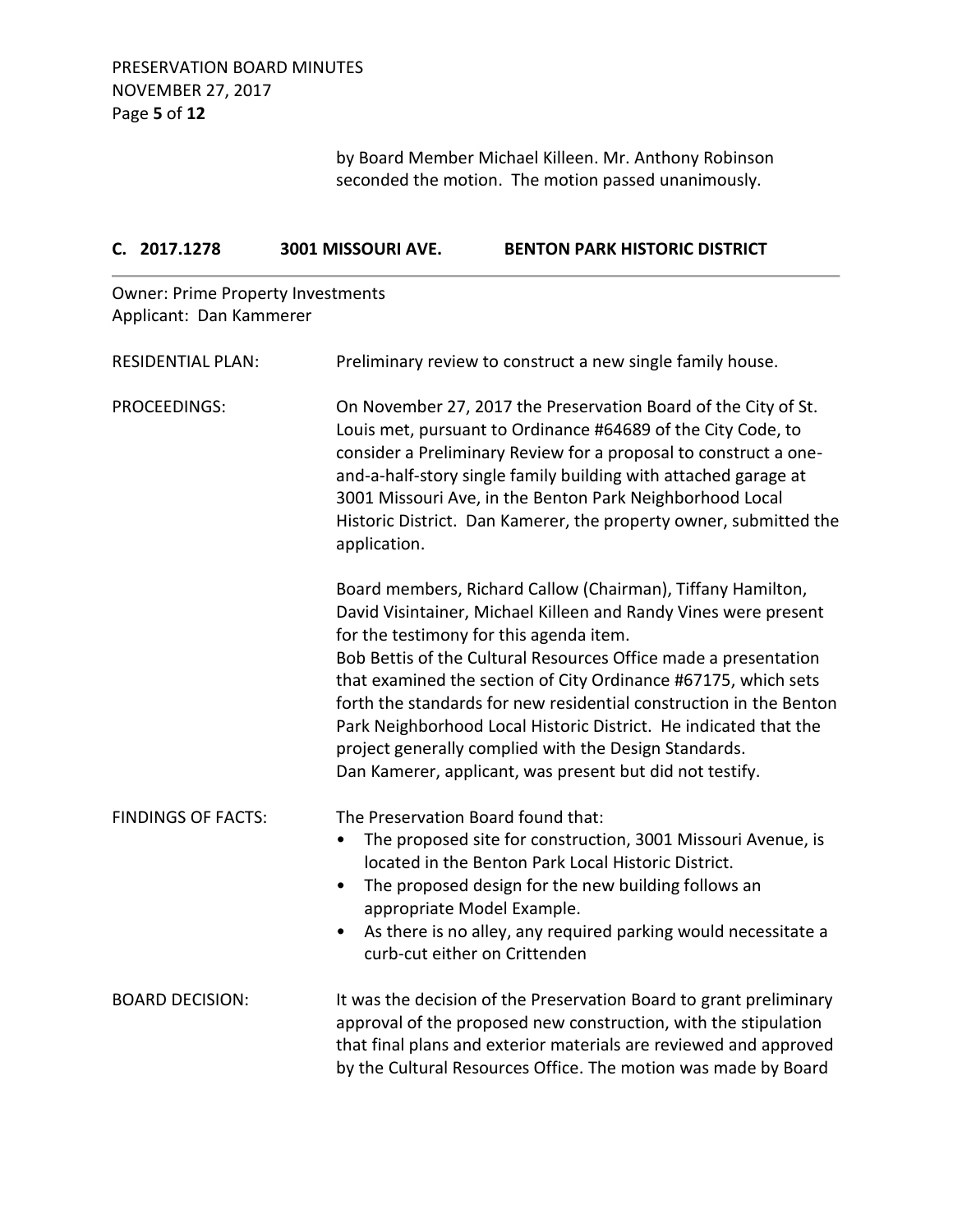by Board Member Michael Killeen. Mr. Anthony Robinson seconded the motion. The motion passed unanimously.

## C. 2017.1278 3001 MISSOURI AVE. BENTON PARK HISTORIC DISTRICT

Owner: Prime Property Investments
Applicant: Dan Kammerer

RESIDENTIAL PLAN: Preliminary review to construct a new single family house.

PROCEEDINGS: On November 27, 2017 the Preservation Board of the City of St. Louis met, pursuant to Ordinance #64689 of the City Code, to consider a Preliminary Review for a proposal to construct a one-and-a-half-story single family building with attached garage at 3001 Missouri Ave, in the Benton Park Neighborhood Local Historic District. Dan Kamerer, the property owner, submitted the application.

Board members, Richard Callow (Chairman), Tiffany Hamilton, David Visintainer, Michael Killeen and Randy Vines were present for the testimony for this agenda item.
Bob Bettis of the Cultural Resources Office made a presentation that examined the section of City Ordinance #67175, which sets forth the standards for new residential construction in the Benton Park Neighborhood Local Historic District. He indicated that the project generally complied with the Design Standards.
Dan Kamerer, applicant, was present but did not testify.

FINDINGS OF FACTS: The Preservation Board found that:

- The proposed site for construction, 3001 Missouri Avenue, is located in the Benton Park Local Historic District.
- The proposed design for the new building follows an appropriate Model Example.
- As there is no alley, any required parking would necessitate a curb-cut either on Crittenden

BOARD DECISION: It was the decision of the Preservation Board to grant preliminary approval of the proposed new construction, with the stipulation that final plans and exterior materials are reviewed and approved by the Cultural Resources Office. The motion was made by Board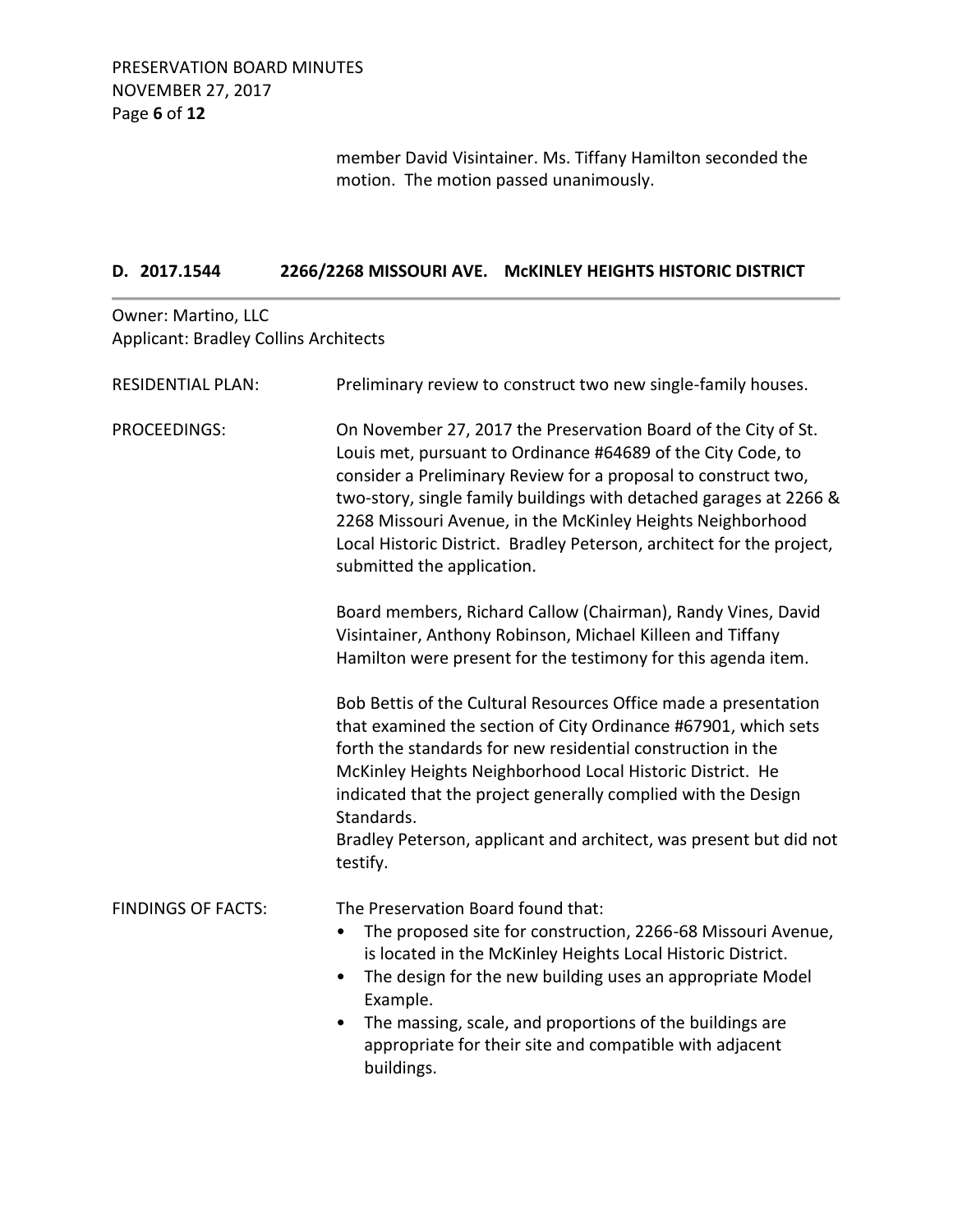member David Visintainer. Ms. Tiffany Hamilton seconded the motion. The motion passed unanimously.

## D. 2017.1544 2266/2268 MISSOURI AVE. McKINLEY HEIGHTS HISTORIC DISTRICT

Owner: Martino, LLC
Applicant: Bradley Collins Architects

RESIDENTIAL PLAN: Preliminary review to construct two new single-family houses.

PROCEEDINGS: On November 27, 2017 the Preservation Board of the City of St. Louis met, pursuant to Ordinance #64689 of the City Code, to consider a Preliminary Review for a proposal to construct two, two-story, single family buildings with detached garages at 2266 & 2268 Missouri Avenue, in the McKinley Heights Neighborhood Local Historic District. Bradley Peterson, architect for the project, submitted the application.

Board members, Richard Callow (Chairman), Randy Vines, David Visintainer, Anthony Robinson, Michael Killeen and Tiffany Hamilton were present for the testimony for this agenda item.

Bob Bettis of the Cultural Resources Office made a presentation that examined the section of City Ordinance #67901, which sets forth the standards for new residential construction in the McKinley Heights Neighborhood Local Historic District. He indicated that the project generally complied with the Design Standards.
Bradley Peterson, applicant and architect, was present but did not testify.

FINDINGS OF FACTS: The Preservation Board found that:

- The proposed site for construction, 2266-68 Missouri Avenue, is located in the McKinley Heights Local Historic District.
- The design for the new building uses an appropriate Model Example.
- The massing, scale, and proportions of the buildings are appropriate for their site and compatible with adjacent buildings.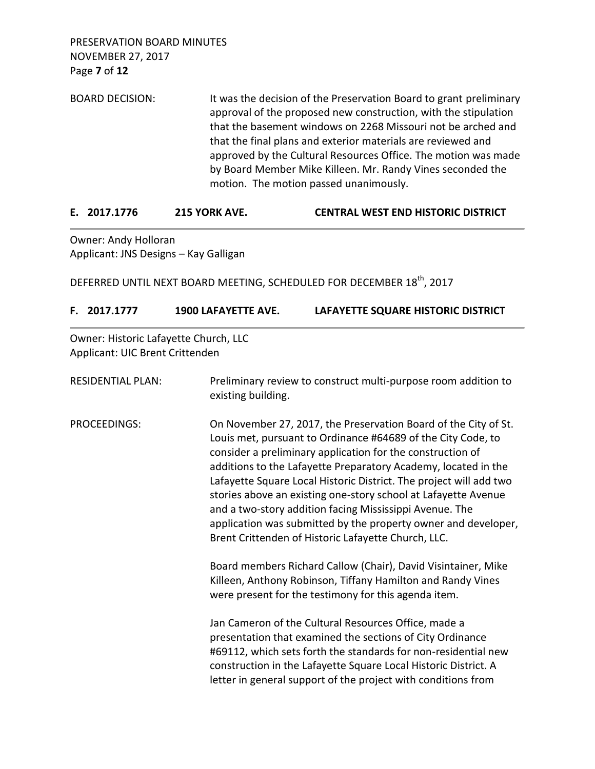BOARD DECISION: It was the decision of the Preservation Board to grant preliminary approval of the proposed new construction, with the stipulation that the basement windows on 2268 Missouri not be arched and that the final plans and exterior materials are reviewed and approved by the Cultural Resources Office. The motion was made by Board Member Mike Killeen. Mr. Randy Vines seconded the motion. The motion passed unanimously.

## E. 2017.1776 215 YORK AVE. CENTRAL WEST END HISTORIC DISTRICT

Owner: Andy Holloran
Applicant: JNS Designs – Kay Galligan

DEFERRED UNTIL NEXT BOARD MEETING, SCHEDULED FOR DECEMBER 18th, 2017

## F. 2017.1777 1900 LAFAYETTE AVE. LAFAYETTE SQUARE HISTORIC DISTRICT

Owner: Historic Lafayette Church, LLC
Applicant: UIC Brent Crittenden

RESIDENTIAL PLAN: Preliminary review to construct multi-purpose room addition to existing building.

PROCEEDINGS: On November 27, 2017, the Preservation Board of the City of St. Louis met, pursuant to Ordinance #64689 of the City Code, to consider a preliminary application for the construction of additions to the Lafayette Preparatory Academy, located in the Lafayette Square Local Historic District. The project will add two stories above an existing one-story school at Lafayette Avenue and a two-story addition facing Mississippi Avenue. The application was submitted by the property owner and developer, Brent Crittenden of Historic Lafayette Church, LLC.

Board members Richard Callow (Chair), David Visintainer, Mike Killeen, Anthony Robinson, Tiffany Hamilton and Randy Vines were present for the testimony for this agenda item.

Jan Cameron of the Cultural Resources Office, made a presentation that examined the sections of City Ordinance #69112, which sets forth the standards for non-residential new construction in the Lafayette Square Local Historic District. A letter in general support of the project with conditions from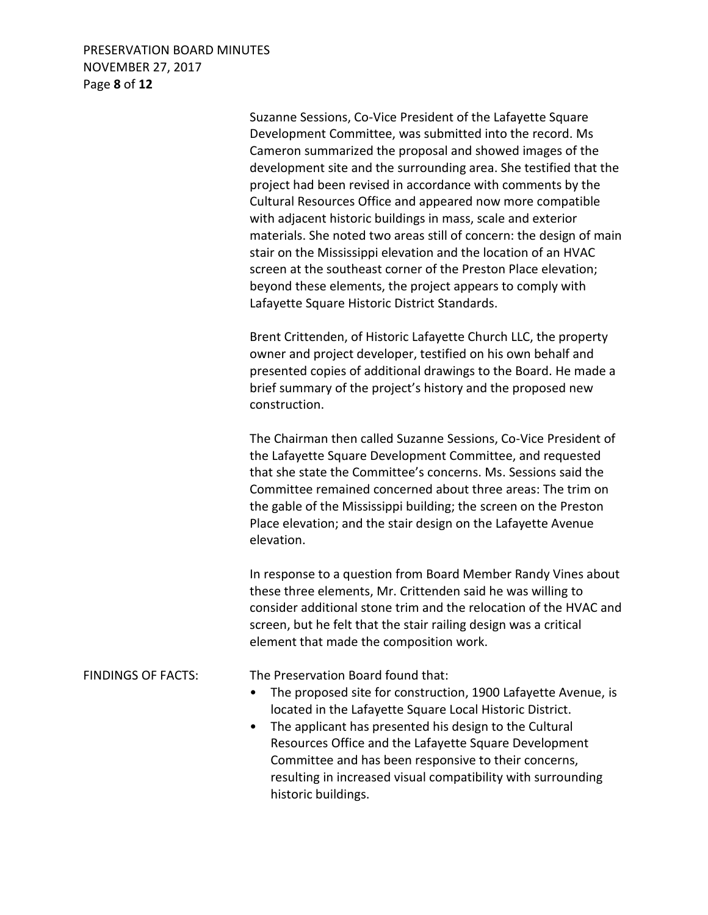Suzanne Sessions, Co-Vice President of the Lafayette Square Development Committee, was submitted into the record. Ms Cameron summarized the proposal and showed images of the development site and the surrounding area. She testified that the project had been revised in accordance with comments by the Cultural Resources Office and appeared now more compatible with adjacent historic buildings in mass, scale and exterior materials. She noted two areas still of concern: the design of main stair on the Mississippi elevation and the location of an HVAC screen at the southeast corner of the Preston Place elevation; beyond these elements, the project appears to comply with Lafayette Square Historic District Standards.

Brent Crittenden, of Historic Lafayette Church LLC, the property owner and project developer, testified on his own behalf and presented copies of additional drawings to the Board. He made a brief summary of the project's history and the proposed new construction.

The Chairman then called Suzanne Sessions, Co-Vice President of the Lafayette Square Development Committee, and requested that she state the Committee's concerns. Ms. Sessions said the Committee remained concerned about three areas: The trim on the gable of the Mississippi building; the screen on the Preston Place elevation; and the stair design on the Lafayette Avenue elevation.

In response to a question from Board Member Randy Vines about these three elements, Mr. Crittenden said he was willing to consider additional stone trim and the relocation of the HVAC and screen, but he felt that the stair railing design was a critical element that made the composition work.

FINDINGS OF FACTS: The Preservation Board found that:

- The proposed site for construction, 1900 Lafayette Avenue, is located in the Lafayette Square Local Historic District.
- The applicant has presented his design to the Cultural Resources Office and the Lafayette Square Development Committee and has been responsive to their concerns, resulting in increased visual compatibility with surrounding historic buildings.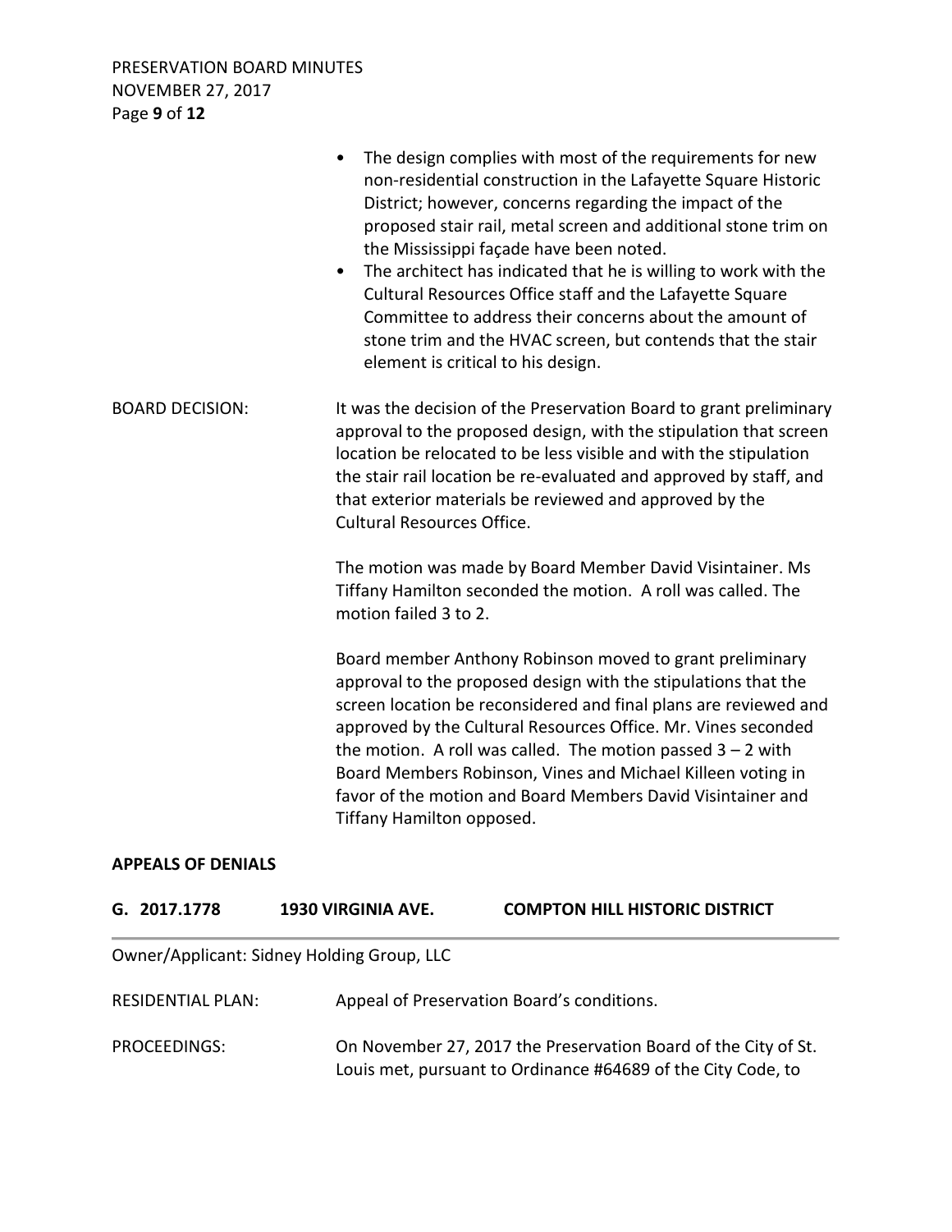- The design complies with most of the requirements for new non-residential construction in the Lafayette Square Historic District; however, concerns regarding the impact of the proposed stair rail, metal screen and additional stone trim on the Mississippi façade have been noted.
- The architect has indicated that he is willing to work with the Cultural Resources Office staff and the Lafayette Square Committee to address their concerns about the amount of stone trim and the HVAC screen, but contends that the stair element is critical to his design.

BOARD DECISION: It was the decision of the Preservation Board to grant preliminary approval to the proposed design, with the stipulation that screen location be relocated to be less visible and with the stipulation the stair rail location be re-evaluated and approved by staff, and that exterior materials be reviewed and approved by the Cultural Resources Office.

The motion was made by Board Member David Visintainer. Ms Tiffany Hamilton seconded the motion. A roll was called. The motion failed 3 to 2.

Board member Anthony Robinson moved to grant preliminary approval to the proposed design with the stipulations that the screen location be reconsidered and final plans are reviewed and approved by the Cultural Resources Office. Mr. Vines seconded the motion. A roll was called. The motion passed 3 – 2 with Board Members Robinson, Vines and Michael Killeen voting in favor of the motion and Board Members David Visintainer and Tiffany Hamilton opposed.

## APPEALS OF DENIALS

### G. 2017.1778 1930 VIRGINIA AVE. COMPTON HILL HISTORIC DISTRICT

Owner/Applicant: Sidney Holding Group, LLC

RESIDENTIAL PLAN: Appeal of Preservation Board's conditions.

PROCEEDINGS: On November 27, 2017 the Preservation Board of the City of St. Louis met, pursuant to Ordinance #64689 of the City Code, to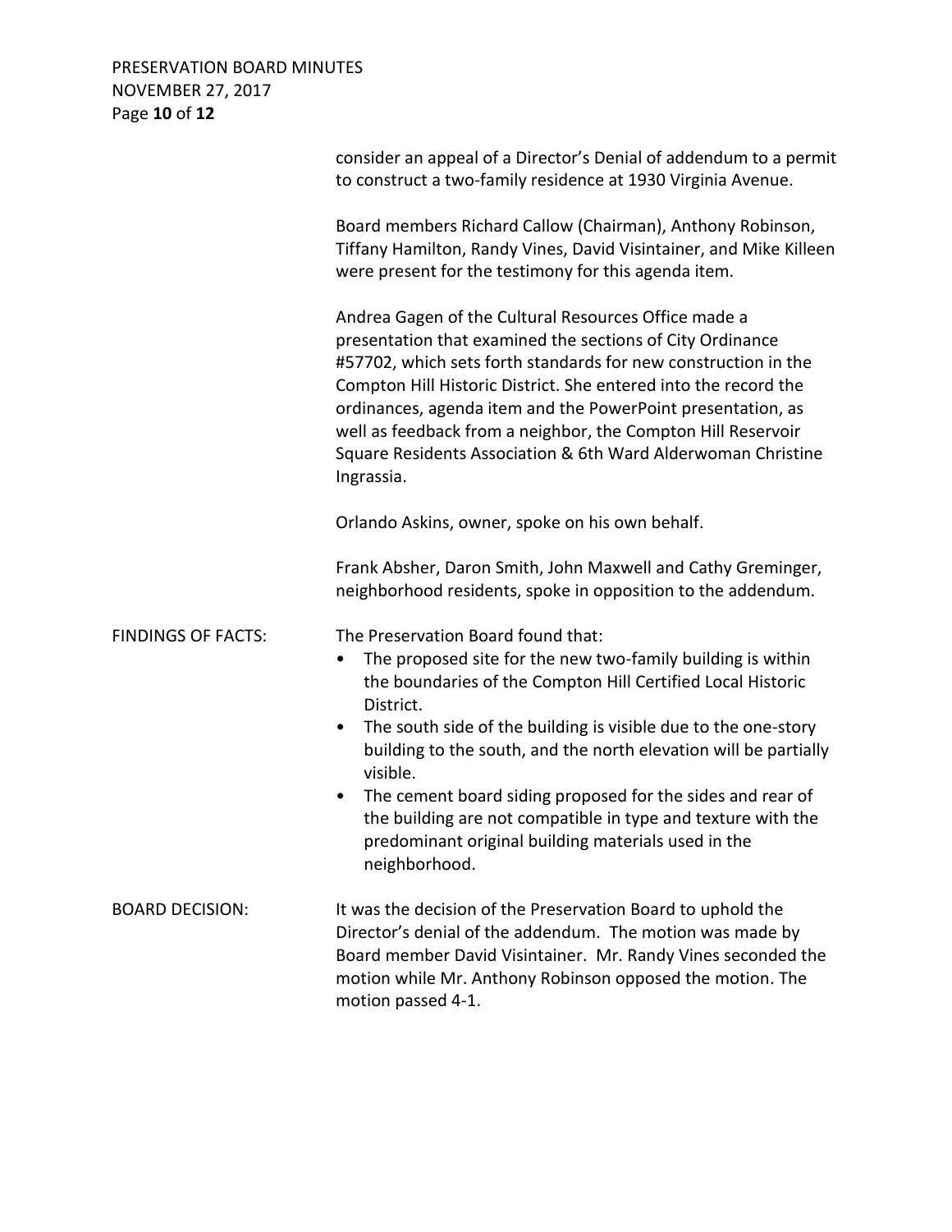consider an appeal of a Director's Denial of addendum to a permit to construct a two-family residence at 1930 Virginia Avenue.

Board members Richard Callow (Chairman), Anthony Robinson, Tiffany Hamilton, Randy Vines, David Visintainer, and Mike Killeen were present for the testimony for this agenda item.

Andrea Gagen of the Cultural Resources Office made a presentation that examined the sections of City Ordinance #57702, which sets forth standards for new construction in the Compton Hill Historic District. She entered into the record the ordinances, agenda item and the PowerPoint presentation, as well as feedback from a neighbor, the Compton Hill Reservoir Square Residents Association & 6th Ward Alderwoman Christine Ingrassia.

Orlando Askins, owner, spoke on his own behalf.

Frank Absher, Daron Smith, John Maxwell and Cathy Greminger, neighborhood residents, spoke in opposition to the addendum.

FINDINGS OF FACTS: The Preservation Board found that:

- The proposed site for the new two-family building is within the boundaries of the Compton Hill Certified Local Historic District.
- The south side of the building is visible due to the one-story building to the south, and the north elevation will be partially visible.
- The cement board siding proposed for the sides and rear of the building are not compatible in type and texture with the predominant original building materials used in the neighborhood.

BOARD DECISION: It was the decision of the Preservation Board to uphold the Director's denial of the addendum. The motion was made by Board member David Visintainer. Mr. Randy Vines seconded the motion while Mr. Anthony Robinson opposed the motion. The motion passed 4-1.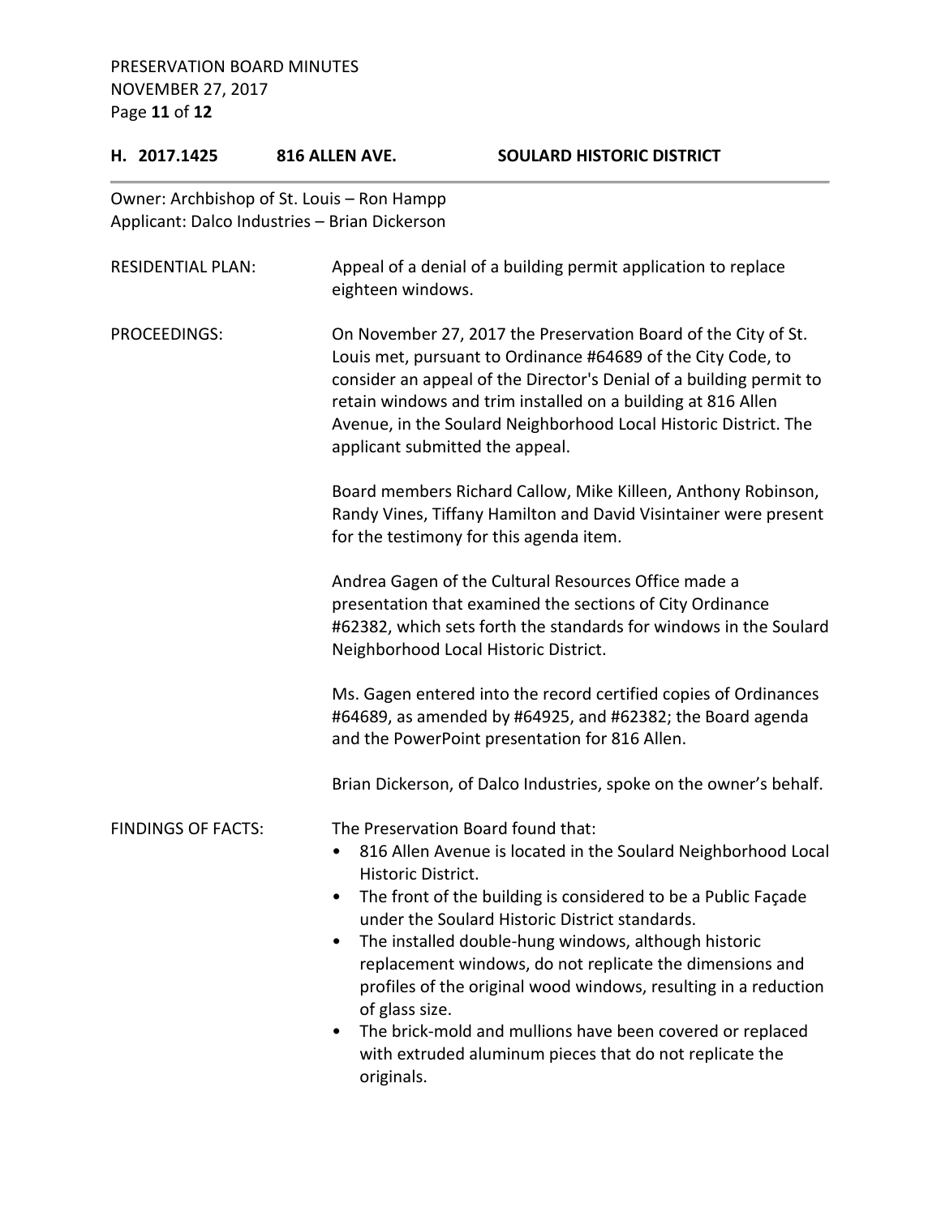## H. 2017.1425 816 ALLEN AVE. SOULARD HISTORIC DISTRICT

Owner: Archbishop of St. Louis – Ron Hampp
Applicant: Dalco Industries – Brian Dickerson

RESIDENTIAL PLAN: Appeal of a denial of a building permit application to replace eighteen windows.

PROCEEDINGS: On November 27, 2017 the Preservation Board of the City of St. Louis met, pursuant to Ordinance #64689 of the City Code, to consider an appeal of the Director's Denial of a building permit to retain windows and trim installed on a building at 816 Allen Avenue, in the Soulard Neighborhood Local Historic District. The applicant submitted the appeal.

Board members Richard Callow, Mike Killeen, Anthony Robinson, Randy Vines, Tiffany Hamilton and David Visintainer were present for the testimony for this agenda item.

Andrea Gagen of the Cultural Resources Office made a presentation that examined the sections of City Ordinance #62382, which sets forth the standards for windows in the Soulard Neighborhood Local Historic District.

Ms. Gagen entered into the record certified copies of Ordinances #64689, as amended by #64925, and #62382; the Board agenda and the PowerPoint presentation for 816 Allen.

Brian Dickerson, of Dalco Industries, spoke on the owner's behalf.

FINDINGS OF FACTS: The Preservation Board found that:

- 816 Allen Avenue is located in the Soulard Neighborhood Local Historic District.
- The front of the building is considered to be a Public Façade under the Soulard Historic District standards.
- The installed double-hung windows, although historic replacement windows, do not replicate the dimensions and profiles of the original wood windows, resulting in a reduction of glass size.
- The brick-mold and mullions have been covered or replaced with extruded aluminum pieces that do not replicate the originals.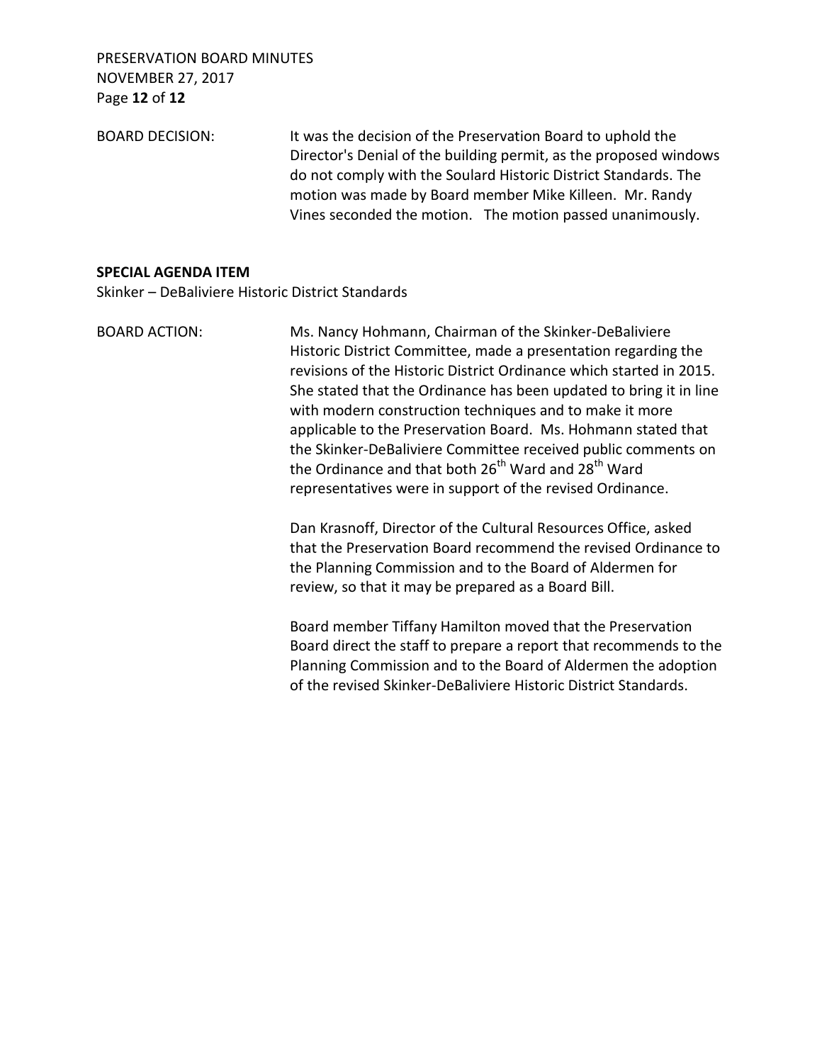BOARD DECISION: It was the decision of the Preservation Board to uphold the Director's Denial of the building permit, as the proposed windows do not comply with the Soulard Historic District Standards. The motion was made by Board member Mike Killeen. Mr. Randy Vines seconded the motion. The motion passed unanimously.

**SPECIAL AGENDA ITEM**

Skinker – DeBaliviere Historic District Standards

BOARD ACTION: Ms. Nancy Hohmann, Chairman of the Skinker-DeBaliviere Historic District Committee, made a presentation regarding the revisions of the Historic District Ordinance which started in 2015. She stated that the Ordinance has been updated to bring it in line with modern construction techniques and to make it more applicable to the Preservation Board. Ms. Hohmann stated that the Skinker-DeBaliviere Committee received public comments on the Ordinance and that both 26th Ward and 28th Ward representatives were in support of the revised Ordinance.

Dan Krasnoff, Director of the Cultural Resources Office, asked that the Preservation Board recommend the revised Ordinance to the Planning Commission and to the Board of Aldermen for review, so that it may be prepared as a Board Bill.

Board member Tiffany Hamilton moved that the Preservation Board direct the staff to prepare a report that recommends to the Planning Commission and to the Board of Aldermen the adoption of the revised Skinker-DeBaliviere Historic District Standards.